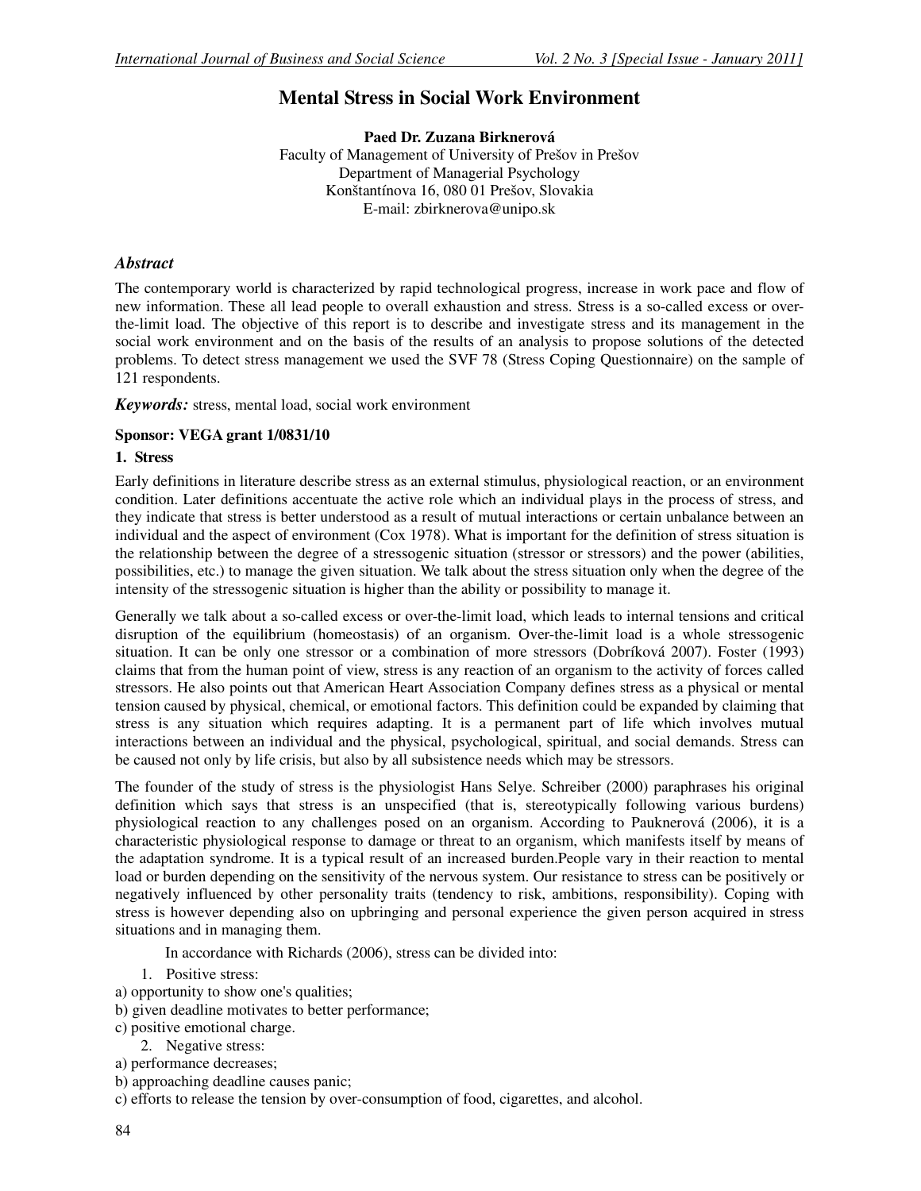# Mental Stress in Social Work Environment

**Paed Dr. Zuzana Birknerová**
Faculty of Management of University of Prešov in Prešov
Department of Managerial Psychology
Konštantínova 16, 080 01 Prešov, Slovakia
E-mail: zbirknerova@unipo.sk

## *Abstract*

The contemporary world is characterized by rapid technological progress, increase in work pace and flow of new information. These all lead people to overall exhaustion and stress. Stress is a so-called excess or over-the-limit load. The objective of this report is to describe and investigate stress and its management in the social work environment and on the basis of the results of an analysis to propose solutions of the detected problems. To detect stress management we used the SVF 78 (Stress Coping Questionnaire) on the sample of 121 respondents.

***Keywords:*** stress, mental load, social work environment

**Sponsor: VEGA grant 1/0831/10**

## 1. Stress

Early definitions in literature describe stress as an external stimulus, physiological reaction, or an environment condition. Later definitions accentuate the active role which an individual plays in the process of stress, and they indicate that stress is better understood as a result of mutual interactions or certain unbalance between an individual and the aspect of environment (Cox 1978). What is important for the definition of stress situation is the relationship between the degree of a stressogenic situation (stressor or stressors) and the power (abilities, possibilities, etc.) to manage the given situation. We talk about the stress situation only when the degree of the intensity of the stressogenic situation is higher than the ability or possibility to manage it.

Generally we talk about a so-called excess or over-the-limit load, which leads to internal tensions and critical disruption of the equilibrium (homeostasis) of an organism. Over-the-limit load is a whole stressogenic situation. It can be only one stressor or a combination of more stressors (Dobríková 2007). Foster (1993) claims that from the human point of view, stress is any reaction of an organism to the activity of forces called stressors. He also points out that American Heart Association Company defines stress as a physical or mental tension caused by physical, chemical, or emotional factors. This definition could be expanded by claiming that stress is any situation which requires adapting. It is a permanent part of life which involves mutual interactions between an individual and the physical, psychological, spiritual, and social demands. Stress can be caused not only by life crisis, but also by all subsistence needs which may be stressors.

The founder of the study of stress is the physiologist Hans Selye. Schreiber (2000) paraphrases his original definition which says that stress is an unspecified (that is, stereotypically following various burdens) physiological reaction to any challenges posed on an organism. According to Pauknerová (2006), it is a characteristic physiological response to damage or threat to an organism, which manifests itself by means of the adaptation syndrome. It is a typical result of an increased burden.People vary in their reaction to mental load or burden depending on the sensitivity of the nervous system. Our resistance to stress can be positively or negatively influenced by other personality traits (tendency to risk, ambitions, responsibility). Coping with stress is however depending also on upbringing and personal experience the given person acquired in stress situations and in managing them.

In accordance with Richards (2006), stress can be divided into:

1. Positive stress:

a) opportunity to show one's qualities;
b) given deadline motivates to better performance;
c) positive emotional charge.

2. Negative stress:

a) performance decreases;
b) approaching deadline causes panic;
c) efforts to release the tension by over-consumption of food, cigarettes, and alcohol.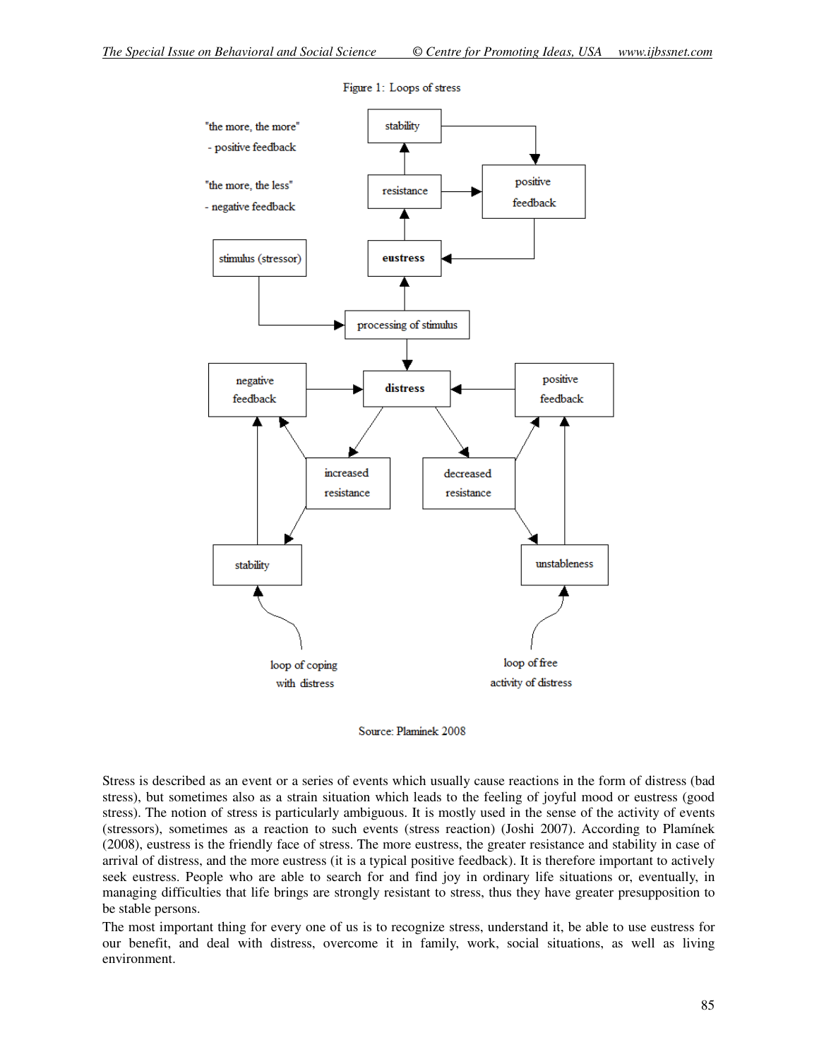Figure 1: Loops of stress

Source: Plaminek 2008

Stress is described as an event or a series of events which usually cause reactions in the form of distress (bad stress), but sometimes also as a strain situation which leads to the feeling of joyful mood or eustress (good stress). The notion of stress is particularly ambiguous. It is mostly used in the sense of the activity of events (stressors), sometimes as a reaction to such events (stress reaction) (Joshi 2007). According to Plamínek (2008), eustress is the friendly face of stress. The more eustress, the greater resistance and stability in case of arrival of distress, and the more eustress (it is a typical positive feedback). It is therefore important to actively seek eustress. People who are able to search for and find joy in ordinary life situations or, eventually, in managing difficulties that life brings are strongly resistant to stress, thus they have greater presupposition to be stable persons.

The most important thing for every one of us is to recognize stress, understand it, be able to use eustress for our benefit, and deal with distress, overcome it in family, work, social situations, as well as living environment.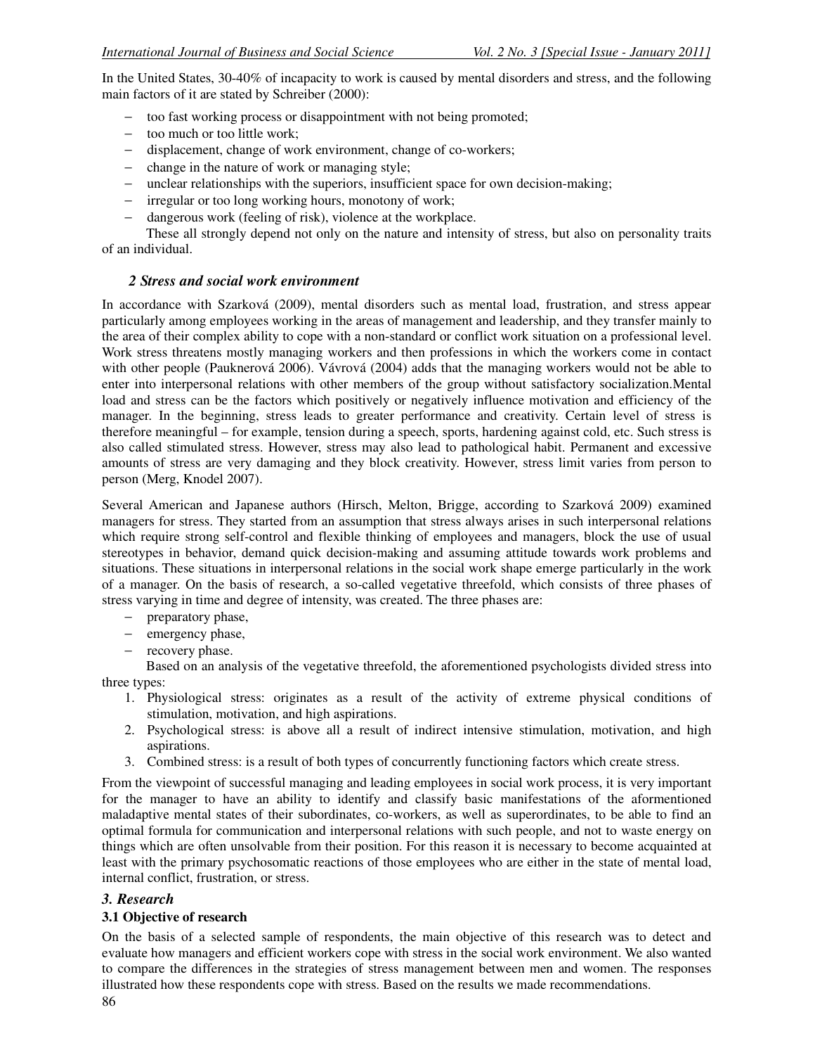In the United States, 30-40% of incapacity to work is caused by mental disorders and stress, and the following main factors of it are stated by Schreiber (2000):

- too fast working process or disappointment with not being promoted;
- too much or too little work;
- displacement, change of work environment, change of co-workers;
- change in the nature of work or managing style;
- unclear relationships with the superiors, insufficient space for own decision-making;
- irregular or too long working hours, monotony of work;
- dangerous work (feeling of risk), violence at the workplace.

These all strongly depend not only on the nature and intensity of stress, but also on personality traits of an individual.

### *2 Stress and social work environment*

In accordance with Szarková (2009), mental disorders such as mental load, frustration, and stress appear particularly among employees working in the areas of management and leadership, and they transfer mainly to the area of their complex ability to cope with a non-standard or conflict work situation on a professional level. Work stress threatens mostly managing workers and then professions in which the workers come in contact with other people (Pauknerová 2006). Vávrová (2004) adds that the managing workers would not be able to enter into interpersonal relations with other members of the group without satisfactory socialization.Mental load and stress can be the factors which positively or negatively influence motivation and efficiency of the manager. In the beginning, stress leads to greater performance and creativity. Certain level of stress is therefore meaningful – for example, tension during a speech, sports, hardening against cold, etc. Such stress is also called stimulated stress. However, stress may also lead to pathological habit. Permanent and excessive amounts of stress are very damaging and they block creativity. However, stress limit varies from person to person (Merg, Knodel 2007).

Several American and Japanese authors (Hirsch, Melton, Brigge, according to Szarková 2009) examined managers for stress. They started from an assumption that stress always arises in such interpersonal relations which require strong self-control and flexible thinking of employees and managers, block the use of usual stereotypes in behavior, demand quick decision-making and assuming attitude towards work problems and situations. These situations in interpersonal relations in the social work shape emerge particularly in the work of a manager. On the basis of research, a so-called vegetative threefold, which consists of three phases of stress varying in time and degree of intensity, was created. The three phases are:

- preparatory phase,
- emergency phase,
- recovery phase.

Based on an analysis of the vegetative threefold, the aforementioned psychologists divided stress into three types:

1. Physiological stress: originates as a result of the activity of extreme physical conditions of stimulation, motivation, and high aspirations.
2. Psychological stress: is above all a result of indirect intensive stimulation, motivation, and high aspirations.
3. Combined stress: is a result of both types of concurrently functioning factors which create stress.

From the viewpoint of successful managing and leading employees in social work process, it is very important for the manager to have an ability to identify and classify basic manifestations of the aforementioned maladaptive mental states of their subordinates, co-workers, as well as superordinates, to be able to find an optimal formula for communication and interpersonal relations with such people, and not to waste energy on things which are often unsolvable from their position. For this reason it is necessary to become acquainted at least with the primary psychosomatic reactions of those employees who are either in the state of mental load, internal conflict, frustration, or stress.

## *3. Research*

### 3.1 Objective of research

On the basis of a selected sample of respondents, the main objective of this research was to detect and evaluate how managers and efficient workers cope with stress in the social work environment. We also wanted to compare the differences in the strategies of stress management between men and women. The responses illustrated how these respondents cope with stress. Based on the results we made recommendations.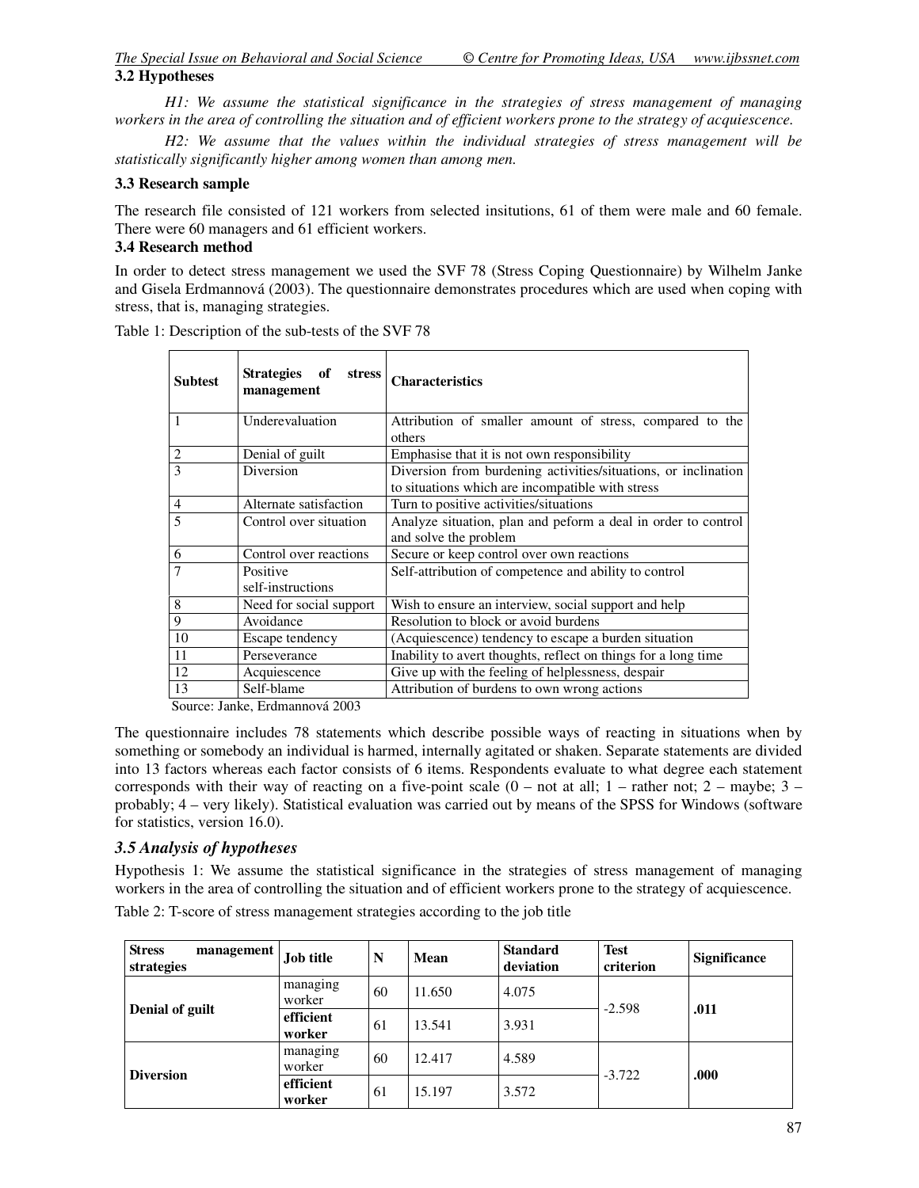### 3.2 Hypotheses

*H1: We assume the statistical significance in the strategies of stress management of managing workers in the area of controlling the situation and of efficient workers prone to the strategy of acquiescence.*

*H2: We assume that the values within the individual strategies of stress management will be statistically significantly higher among women than among men.*

### 3.3 Research sample

The research file consisted of 121 workers from selected insitutions, 61 of them were male and 60 female. There were 60 managers and 61 efficient workers.

### 3.4 Research method

In order to detect stress management we used the SVF 78 (Stress Coping Questionnaire) by Wilhelm Janke and Gisela Erdmannová (2003). The questionnaire demonstrates procedures which are used when coping with stress, that is, managing strategies.

Table 1: Description of the sub-tests of the SVF 78

| Subtest | Strategies of stress management | Characteristics |
|---|---|---|
| 1 | Underevaluation | Attribution of smaller amount of stress, compared to the others |
| 2 | Denial of guilt | Emphasise that it is not own responsibility |
| 3 | Diversion | Diversion from burdening activities/situations, or inclination to situations which are incompatible with stress |
| 4 | Alternate satisfaction | Turn to positive activities/situations |
| 5 | Control over situation | Analyze situation, plan and peform a deal in order to control and solve the problem |
| 6 | Control over reactions | Secure or keep control over own reactions |
| 7 | Positive self-instructions | Self-attribution of competence and ability to control |
| 8 | Need for social support | Wish to ensure an interview, social support and help |
| 9 | Avoidance | Resolution to block or avoid burdens |
| 10 | Escape tendency | (Acquiescence) tendency to escape a burden situation |
| 11 | Perseverance | Inability to avert thoughts, reflect on things for a long time |
| 12 | Acquiescence | Give up with the feeling of helplessness, despair |
| 13 | Self-blame | Attribution of burdens to own wrong actions |

Source: Janke, Erdmannová 2003

The questionnaire includes 78 statements which describe possible ways of reacting in situations when by something or somebody an individual is harmed, internally agitated or shaken. Separate statements are divided into 13 factors whereas each factor consists of 6 items. Respondents evaluate to what degree each statement corresponds with their way of reacting on a five-point scale (0 – not at all; 1 – rather not; 2 – maybe; 3 – probably; 4 – very likely). Statistical evaluation was carried out by means of the SPSS for Windows (software for statistics, version 16.0).

### *3.5 Analysis of hypotheses*

Hypothesis 1: We assume the statistical significance in the strategies of stress management of managing workers in the area of controlling the situation and of efficient workers prone to the strategy of acquiescence.

Table 2: T-score of stress management strategies according to the job title

| Stress management strategies | Job title | N | Mean | Standard deviation | Test criterion | Significance |
|---|---|---|---|---|---|---|
| **Denial of guilt** | managing worker | 60 | 11.650 | 4.075 | -2.598 | **.011** |
| | **efficient worker** | 61 | 13.541 | 3.931 | | |
| **Diversion** | managing worker | 60 | 12.417 | 4.589 | -3.722 | **.000** |
| | **efficient worker** | 61 | 15.197 | 3.572 | | |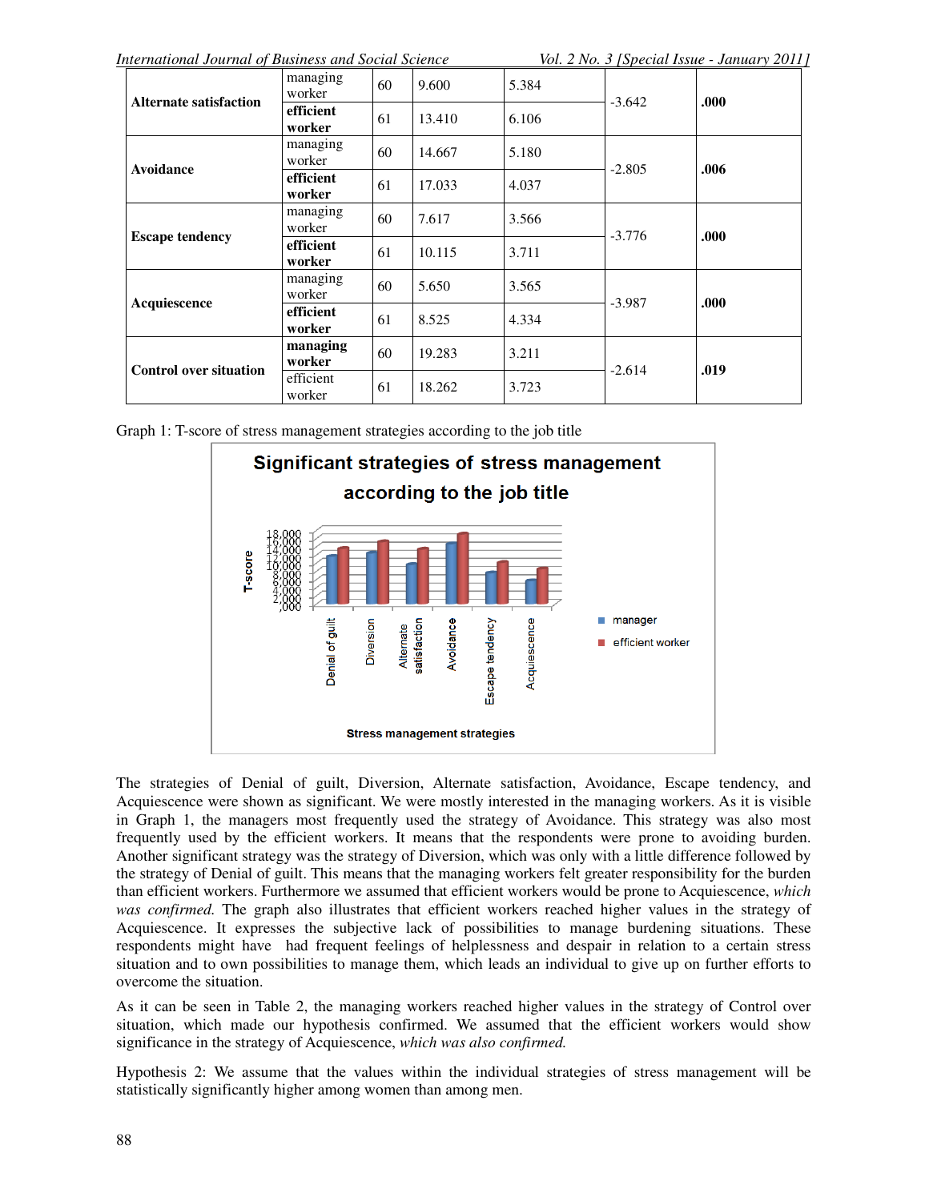| | | | | | | |
|---|---|---|---|---|---|---|
| **Alternate satisfaction** | managing worker | 60 | 9.600 | 5.384 | -3.642 | **.000** |
| | **efficient worker** | 61 | 13.410 | 6.106 | | |
| **Avoidance** | managing worker | 60 | 14.667 | 5.180 | -2.805 | **.006** |
| | **efficient worker** | 61 | 17.033 | 4.037 | | |
| **Escape tendency** | managing worker | 60 | 7.617 | 3.566 | -3.776 | **.000** |
| | **efficient worker** | 61 | 10.115 | 3.711 | | |
| **Acquiescence** | managing worker | 60 | 5.650 | 3.565 | -3.987 | **.000** |
| | **efficient worker** | 61 | 8.525 | 4.334 | | |
| **Control over situation** | **managing worker** | 60 | 19.283 | 3.211 | -2.614 | **.019** |
| | efficient worker | 61 | 18.262 | 3.723 | | |

Graph 1: T-score of stress management strategies according to the job title

The strategies of Denial of guilt, Diversion, Alternate satisfaction, Avoidance, Escape tendency, and Acquiescence were shown as significant. We were mostly interested in the managing workers. As it is visible in Graph 1, the managers most frequently used the strategy of Avoidance. This strategy was also most frequently used by the efficient workers. It means that the respondents were prone to avoiding burden. Another significant strategy was the strategy of Diversion, which was only with a little difference followed by the strategy of Denial of guilt. This means that the managing workers felt greater responsibility for the burden than efficient workers. Furthermore we assumed that efficient workers would be prone to Acquiescence, *which was confirmed.* The graph also illustrates that efficient workers reached higher values in the strategy of Acquiescence. It expresses the subjective lack of possibilities to manage burdening situations. These respondents might have had frequent feelings of helplessness and despair in relation to a certain stress situation and to own possibilities to manage them, which leads an individual to give up on further efforts to overcome the situation.

As it can be seen in Table 2, the managing workers reached higher values in the strategy of Control over situation, which made our hypothesis confirmed. We assumed that the efficient workers would show significance in the strategy of Acquiescence, *which was also confirmed.*

Hypothesis 2: We assume that the values within the individual strategies of stress management will be statistically significantly higher among women than among men.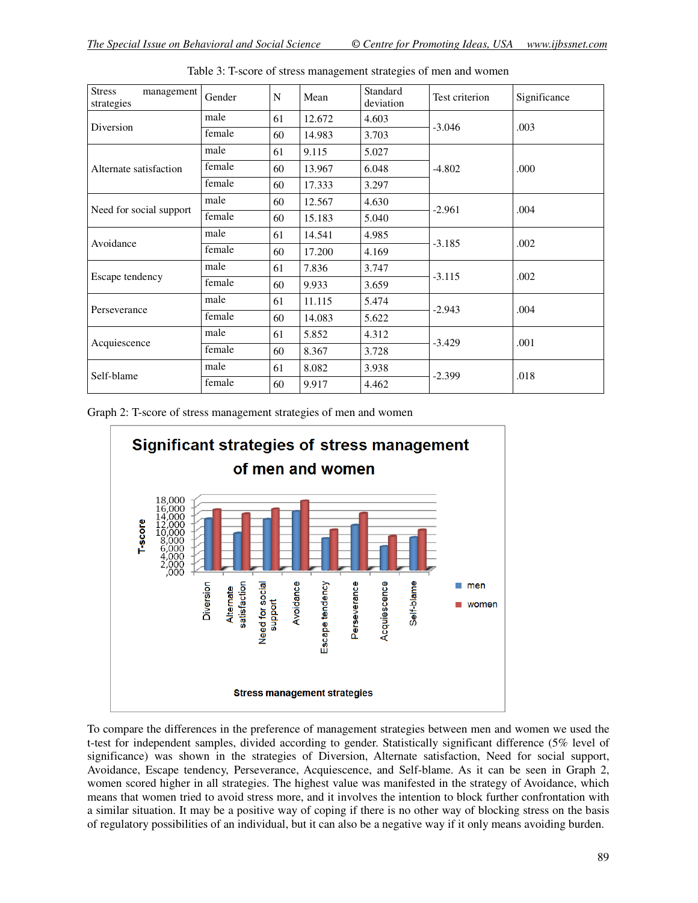Table 3: T-score of stress management strategies of men and women

| Stress management strategies | Gender | N | Mean | Standard deviation | Test criterion | Significance |
|---|---|---|---|---|---|---|
| Diversion | male | 61 | 12.672 | 4.603 | -3.046 | .003 |
| | female | 60 | 14.983 | 3.703 | | |
| Alternate satisfaction | male | 61 | 9.115 | 5.027 | -4.802 | .000 |
| | female | 60 | 13.967 | 6.048 | | |
| | female | 60 | 17.333 | 3.297 | | |
| Need for social support | male | 60 | 12.567 | 4.630 | -2.961 | .004 |
| | female | 60 | 15.183 | 5.040 | | |
| Avoidance | male | 61 | 14.541 | 4.985 | -3.185 | .002 |
| | female | 60 | 17.200 | 4.169 | | |
| Escape tendency | male | 61 | 7.836 | 3.747 | -3.115 | .002 |
| | female | 60 | 9.933 | 3.659 | | |
| Perseverance | male | 61 | 11.115 | 5.474 | -2.943 | .004 |
| | female | 60 | 14.083 | 5.622 | | |
| Acquiescence | male | 61 | 5.852 | 4.312 | -3.429 | .001 |
| | female | 60 | 8.367 | 3.728 | | |
| Self-blame | male | 61 | 8.082 | 3.938 | -2.399 | .018 |
| | female | 60 | 9.917 | 4.462 | | |

Graph 2: T-score of stress management strategies of men and women

To compare the differences in the preference of management strategies between men and women we used the t-test for independent samples, divided according to gender. Statistically significant difference (5% level of significance) was shown in the strategies of Diversion, Alternate satisfaction, Need for social support, Avoidance, Escape tendency, Perseverance, Acquiescence, and Self-blame. As it can be seen in Graph 2, women scored higher in all strategies. The highest value was manifested in the strategy of Avoidance, which means that women tried to avoid stress more, and it involves the intention to block further confrontation with a similar situation. It may be a positive way of coping if there is no other way of blocking stress on the basis of regulatory possibilities of an individual, but it can also be a negative way if it only means avoiding burden.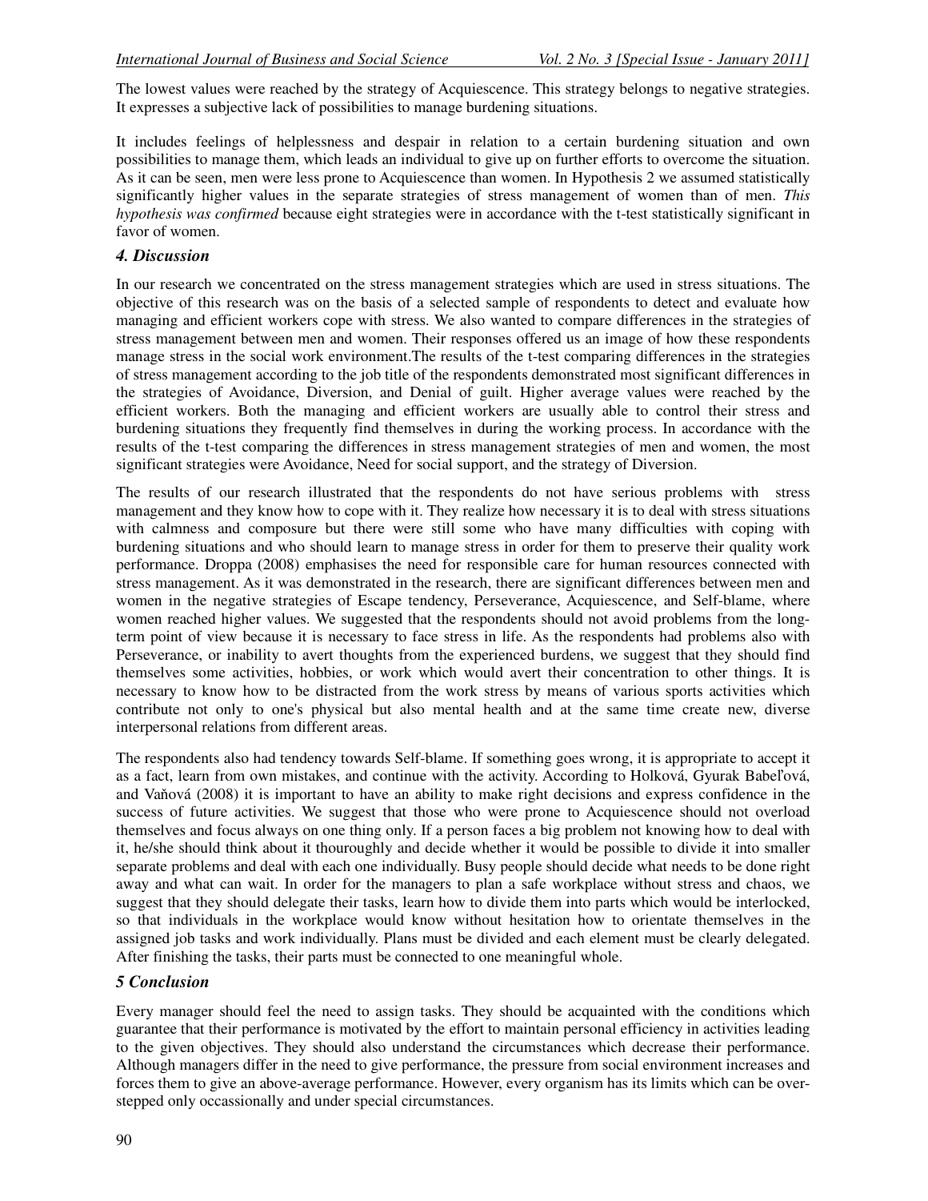The lowest values were reached by the strategy of Acquiescence. This strategy belongs to negative strategies. It expresses a subjective lack of possibilities to manage burdening situations.

It includes feelings of helplessness and despair in relation to a certain burdening situation and own possibilities to manage them, which leads an individual to give up on further efforts to overcome the situation. As it can be seen, men were less prone to Acquiescence than women. In Hypothesis 2 we assumed statistically significantly higher values in the separate strategies of stress management of women than of men. *This hypothesis was confirmed* because eight strategies were in accordance with the t-test statistically significant in favor of women.

## *4. Discussion*

In our research we concentrated on the stress management strategies which are used in stress situations. The objective of this research was on the basis of a selected sample of respondents to detect and evaluate how managing and efficient workers cope with stress. We also wanted to compare differences in the strategies of stress management between men and women. Their responses offered us an image of how these respondents manage stress in the social work environment.The results of the t-test comparing differences in the strategies of stress management according to the job title of the respondents demonstrated most significant differences in the strategies of Avoidance, Diversion, and Denial of guilt. Higher average values were reached by the efficient workers. Both the managing and efficient workers are usually able to control their stress and burdening situations they frequently find themselves in during the working process. In accordance with the results of the t-test comparing the differences in stress management strategies of men and women, the most significant strategies were Avoidance, Need for social support, and the strategy of Diversion.

The results of our research illustrated that the respondents do not have serious problems with stress management and they know how to cope with it. They realize how necessary it is to deal with stress situations with calmness and composure but there were still some who have many difficulties with coping with burdening situations and who should learn to manage stress in order for them to preserve their quality work performance. Droppa (2008) emphasises the need for responsible care for human resources connected with stress management. As it was demonstrated in the research, there are significant differences between men and women in the negative strategies of Escape tendency, Perseverance, Acquiescence, and Self-blame, where women reached higher values. We suggested that the respondents should not avoid problems from the long-term point of view because it is necessary to face stress in life. As the respondents had problems also with Perseverance, or inability to avert thoughts from the experienced burdens, we suggest that they should find themselves some activities, hobbies, or work which would avert their concentration to other things. It is necessary to know how to be distracted from the work stress by means of various sports activities which contribute not only to one's physical but also mental health and at the same time create new, diverse interpersonal relations from different areas.

The respondents also had tendency towards Self-blame. If something goes wrong, it is appropriate to accept it as a fact, learn from own mistakes, and continue with the activity. According to Holková, Gyurak Babeľová, and Vaňová (2008) it is important to have an ability to make right decisions and express confidence in the success of future activities. We suggest that those who were prone to Acquiescence should not overload themselves and focus always on one thing only. If a person faces a big problem not knowing how to deal with it, he/she should think about it thouroughly and decide whether it would be possible to divide it into smaller separate problems and deal with each one individually. Busy people should decide what needs to be done right away and what can wait. In order for the managers to plan a safe workplace without stress and chaos, we suggest that they should delegate their tasks, learn how to divide them into parts which would be interlocked, so that individuals in the workplace would know without hesitation how to orientate themselves in the assigned job tasks and work individually. Plans must be divided and each element must be clearly delegated. After finishing the tasks, their parts must be connected to one meaningful whole.

## *5 Conclusion*

Every manager should feel the need to assign tasks. They should be acquainted with the conditions which guarantee that their performance is motivated by the effort to maintain personal efficiency in activities leading to the given objectives. They should also understand the circumstances which decrease their performance. Although managers differ in the need to give performance, the pressure from social environment increases and forces them to give an above-average performance. However, every organism has its limits which can be over-stepped only occassionally and under special circumstances.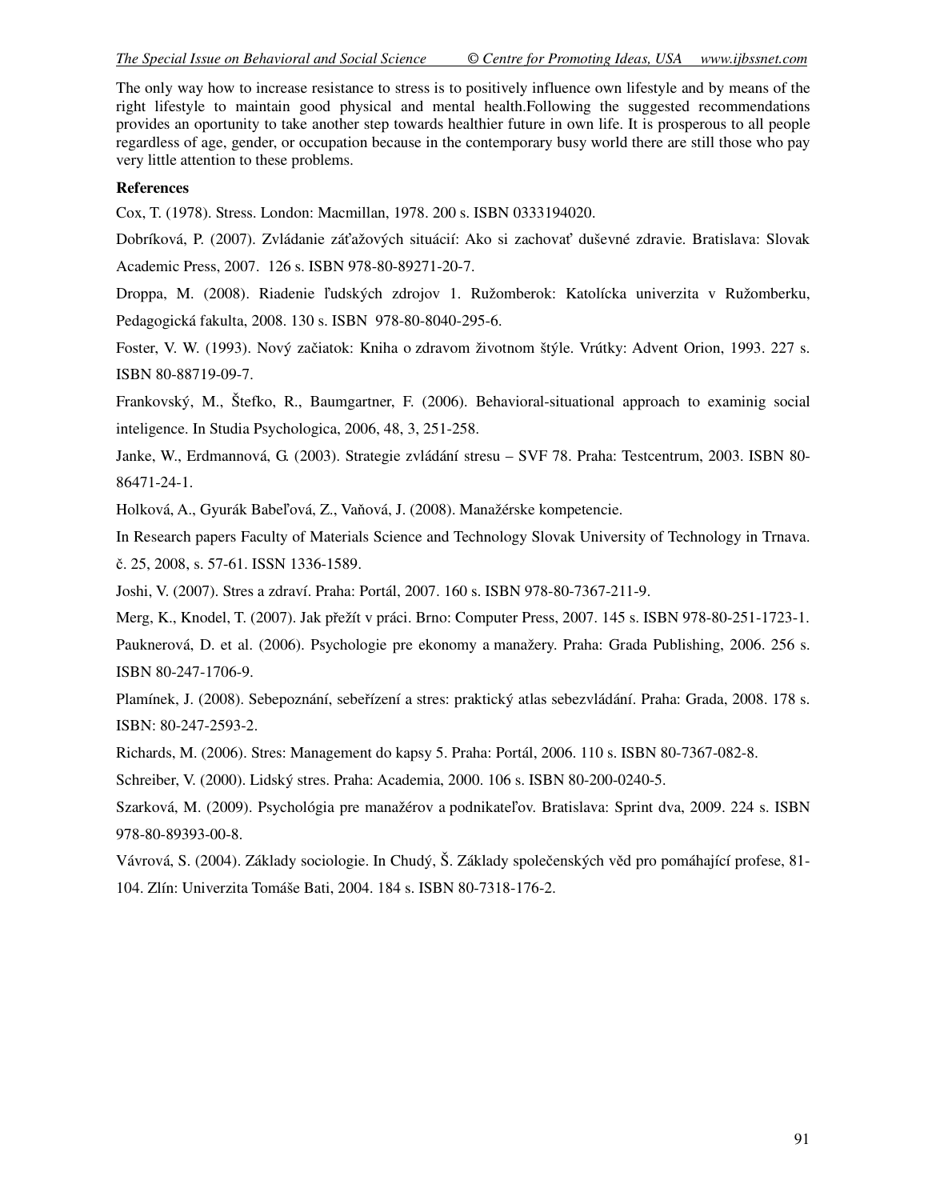The only way how to increase resistance to stress is to positively influence own lifestyle and by means of the right lifestyle to maintain good physical and mental health.Following the suggested recommendations provides an oportunity to take another step towards healthier future in own life. It is prosperous to all people regardless of age, gender, or occupation because in the contemporary busy world there are still those who pay very little attention to these problems.

**References**

Cox, T. (1978). Stress. London: Macmillan, 1978. 200 s. ISBN 0333194020.

Dobríková, P. (2007). Zvládanie záťažových situácií: Ako si zachovať duševné zdravie. Bratislava: Slovak Academic Press, 2007. 126 s. ISBN 978-80-89271-20-7.

Droppa, M. (2008). Riadenie ľudských zdrojov 1. Ružomberok: Katolícka univerzita v Ružomberku, Pedagogická fakulta, 2008. 130 s. ISBN 978-80-8040-295-6.

Foster, V. W. (1993). Nový začiatok: Kniha o zdravom životnom štýle. Vrútky: Advent Orion, 1993. 227 s. ISBN 80-88719-09-7.

Frankovský, M., Štefko, R., Baumgartner, F. (2006). Behavioral-situational approach to examinig social inteligence. In Studia Psychologica, 2006, 48, 3, 251-258.

Janke, W., Erdmannová, G. (2003). Strategie zvládání stresu – SVF 78. Praha: Testcentrum, 2003. ISBN 80-86471-24-1.

Holková, A., Gyurák Babeľová, Z., Vaňová, J. (2008). Manažérske kompetencie.
In Research papers Faculty of Materials Science and Technology Slovak University of Technology in Trnava. č. 25, 2008, s. 57-61. ISSN 1336-1589.

Joshi, V. (2007). Stres a zdraví. Praha: Portál, 2007. 160 s. ISBN 978-80-7367-211-9.

Merg, K., Knodel, T. (2007). Jak přežít v práci. Brno: Computer Press, 2007. 145 s. ISBN 978-80-251-1723-1.

Pauknerová, D. et al. (2006). Psychologie pre ekonomy a manažery. Praha: Grada Publishing, 2006. 256 s. ISBN 80-247-1706-9.

Plamínek, J. (2008). Sebepoznání, sebeřízení a stres: praktický atlas sebezvládání. Praha: Grada, 2008. 178 s. ISBN: 80-247-2593-2.

Richards, M. (2006). Stres: Management do kapsy 5. Praha: Portál, 2006. 110 s. ISBN 80-7367-082-8.

Schreiber, V. (2000). Lidský stres. Praha: Academia, 2000. 106 s. ISBN 80-200-0240-5.

Szarková, M. (2009). Psychológia pre manažérov a podnikateľov. Bratislava: Sprint dva, 2009. 224 s. ISBN 978-80-89393-00-8.

Vávrová, S. (2004). Základy sociologie. In Chudý, Š. Základy společenských věd pro pomáhající profese, 81-104. Zlín: Univerzita Tomáše Bati, 2004. 184 s. ISBN 80-7318-176-2.